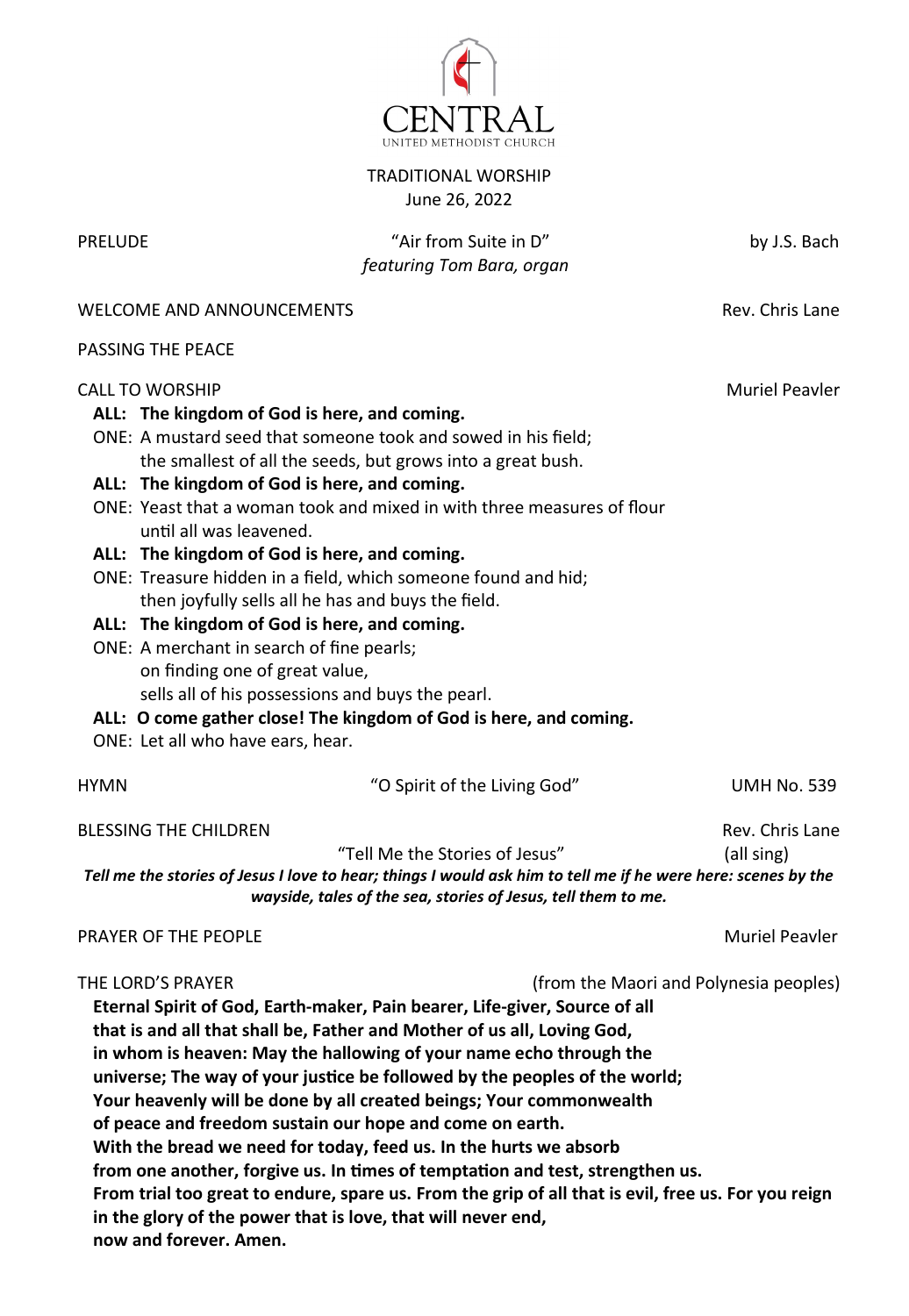CENTRAL
UNITED METHODIST CHURCH

TRADITIONAL WORSHIP
June 26, 2022

PRELUDE — "Air from Suite in D" — by J.S. Bach
*featuring Tom Bara, organ*

WELCOME AND ANNOUNCEMENTS — Rev. Chris Lane

PASSING THE PEACE

CALL TO WORSHIP — Muriel Peavler

**ALL: The kingdom of God is here, and coming.**
ONE: A mustard seed that someone took and sowed in his field;
the smallest of all the seeds, but grows into a great bush.
**ALL: The kingdom of God is here, and coming.**
ONE: Yeast that a woman took and mixed in with three measures of flour
until all was leavened.
**ALL: The kingdom of God is here, and coming.**
ONE: Treasure hidden in a field, which someone found and hid;
then joyfully sells all he has and buys the field.
**ALL: The kingdom of God is here, and coming.**
ONE: A merchant in search of fine pearls;
on finding one of great value,
sells all of his possessions and buys the pearl.
**ALL: O come gather close! The kingdom of God is here, and coming.**
ONE: Let all who have ears, hear.

HYMN — "O Spirit of the Living God" — UMH No. 539

BLESSING THE CHILDREN — Rev. Chris Lane
"Tell Me the Stories of Jesus" (all sing)

***Tell me the stories of Jesus I love to hear; things I would ask him to tell me if he were here: scenes by the wayside, tales of the sea, stories of Jesus, tell them to me.***

PRAYER OF THE PEOPLE — Muriel Peavler

THE LORD'S PRAYER — (from the Maori and Polynesia peoples)

**Eternal Spirit of God, Earth-maker, Pain bearer, Life-giver, Source of all that is and all that shall be, Father and Mother of us all, Loving God, in whom is heaven: May the hallowing of your name echo through the universe; The way of your justice be followed by the peoples of the world; Your heavenly will be done by all created beings; Your commonwealth of peace and freedom sustain our hope and come on earth.**
**With the bread we need for today, feed us. In the hurts we absorb from one another, forgive us. In times of temptation and test, strengthen us.**
**From trial too great to endure, spare us. From the grip of all that is evil, free us. For you reign in the glory of the power that is love, that will never end, now and forever. Amen.**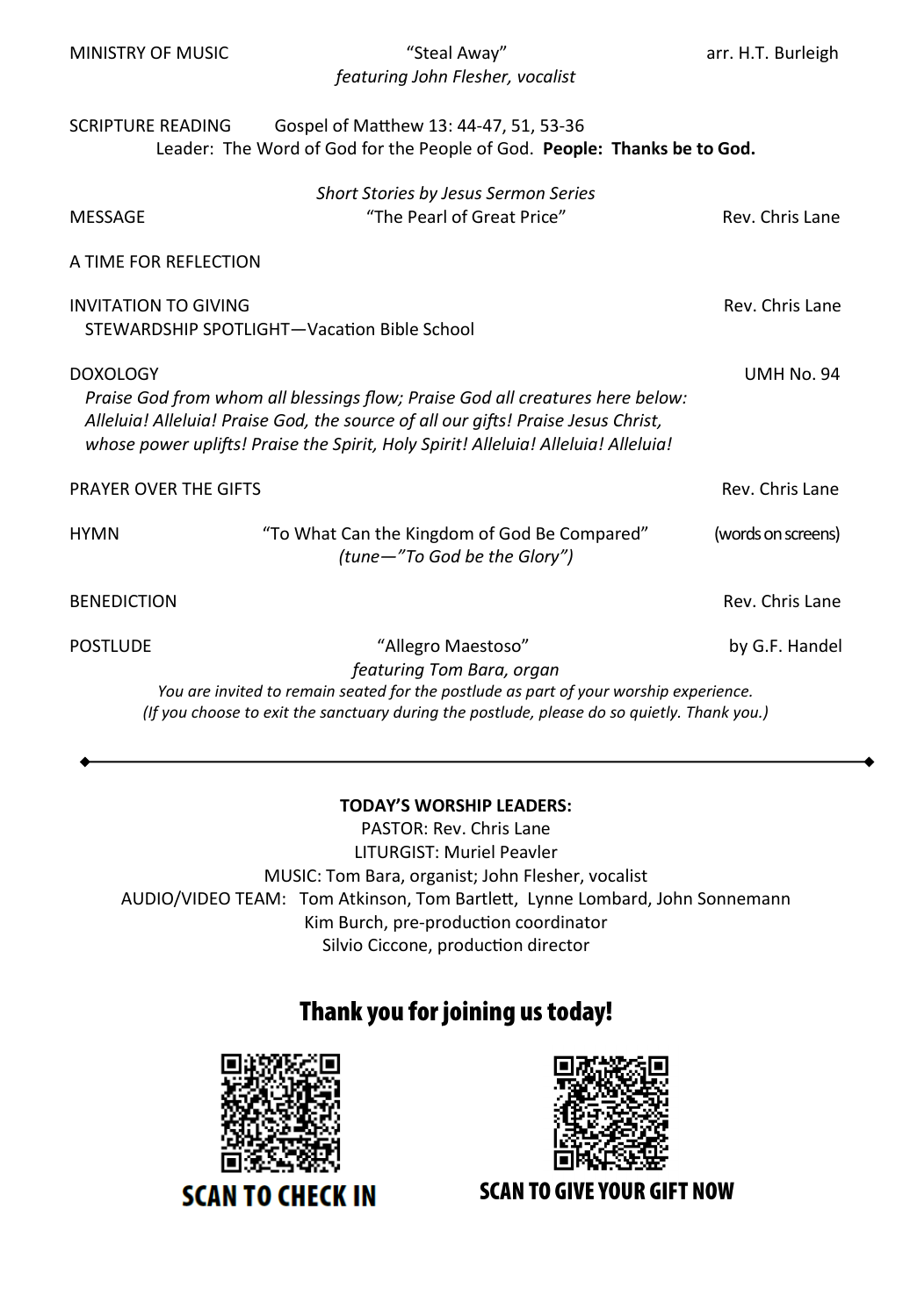MINISTRY OF MUSIC — "Steal Away" — arr. H.T. Burleigh
*featuring John Flesher, vocalist*

SCRIPTURE READING — Gospel of Matthew 13: 44-47, 51, 53-36
Leader: The Word of God for the People of God. **People: Thanks be to God.**

*Short Stories by Jesus Sermon Series*
MESSAGE — "The Pearl of Great Price" — Rev. Chris Lane

A TIME FOR REFLECTION

INVITATION TO GIVING — Rev. Chris Lane
STEWARDSHIP SPOTLIGHT—Vacation Bible School

DOXOLOGY — UMH No. 94
*Praise God from whom all blessings flow; Praise God all creatures here below: Alleluia! Alleluia! Praise God, the source of all our gifts! Praise Jesus Christ, whose power uplifts! Praise the Spirit, Holy Spirit! Alleluia! Alleluia! Alleluia!*

PRAYER OVER THE GIFTS — Rev. Chris Lane

HYMN — "To What Can the Kingdom of God Be Compared" — (words on screens)
*(tune—"To God be the Glory")*

BENEDICTION — Rev. Chris Lane

POSTLUDE — "Allegro Maestoso" — by G.F. Handel
*featuring Tom Bara, organ*
*You are invited to remain seated for the postlude as part of your worship experience.*
*(If you choose to exit the sanctuary during the postlude, please do so quietly. Thank you.)*

---

**TODAY'S WORSHIP LEADERS:**
PASTOR: Rev. Chris Lane
LITURGIST: Muriel Peavler
MUSIC: Tom Bara, organist; John Flesher, vocalist
AUDIO/VIDEO TEAM: Tom Atkinson, Tom Bartlett, Lynne Lombard, John Sonnemann
Kim Burch, pre-production coordinator
Silvio Ciccone, production director

## Thank you for joining us today!

SCAN TO CHECK IN

SCAN TO GIVE YOUR GIFT NOW